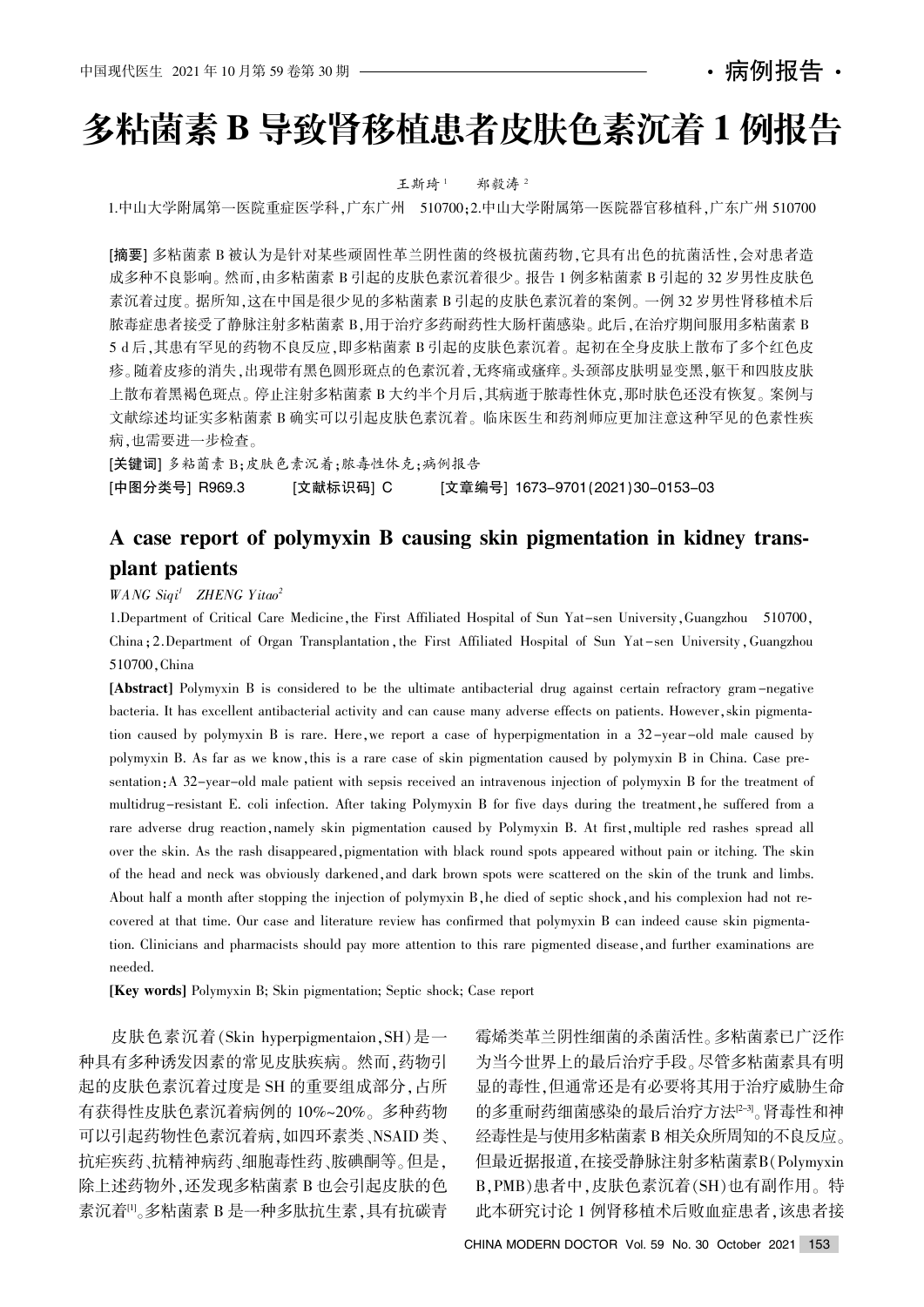·病例报告·

# 多粘菌素B导致肾移植患者皮肤色素沉着1例报告

王斯琦[1] 郑毅涛[2]

1.中山大学附属第一医院重症医学科,广东广州 510700;2.中山大学附属第一医院器官移植科,广东广州 510700

**[摘要]** 多粘菌素B被认为是针对某些顽固性革兰阴性菌的终极抗菌药物,它具有出色的抗菌活性,会对患者造成多种不良影响。然而,由多粘菌素B引起的皮肤色素沉着很少。报告1例多粘菌素B引起的32岁男性皮肤色素沉着过度。据所知,这在中国是很少见的多粘菌素B引起的皮肤色素沉着的案例。一例32岁男性肾移植术后脓毒症患者接受了静脉注射多粘菌素B,用于治疗多药耐药性大肠杆菌感染。此后,在治疗期间服用多粘菌素B 5 d后,其患有罕见的药物不良反应,即多粘菌素B引起的皮肤色素沉着。起初在全身皮肤上散布了多个红色皮疹。随着皮疹的消失,出现带有黑色圆形斑点的色素沉着,无疼痛或瘙痒。头颈部皮肤明显变黑,躯干和四肢皮肤上散布着黑褐色斑点。停止注射多粘菌素B大约半个月后,其病逝于脓毒性休克,那时肤色还没有恢复。案例与文献综述均证实多粘菌素B确实可以引起皮肤色素沉着。临床医生和药剂师应更加注意这种罕见的色素性疾病,也需要进一步检查。

**[关键词]** 多粘菌素B;皮肤色素沉着;脓毒性休克;病例报告

**[中图分类号]** R969.3 **[文献标识码]** C **[文章编号]** 1673-9701(2021)30-0153-03

## A case report of polymyxin B causing skin pigmentation in kidney transplant patients

*WANG Siqi*[1] *ZHENG Yitao*[2]

1.Department of Critical Care Medicine, the First Affiliated Hospital of Sun Yat-sen University, Guangzhou 510700, China; 2.Department of Organ Transplantation, the First Affiliated Hospital of Sun Yat-sen University, Guangzhou 510700, China

**[Abstract]** Polymyxin B is considered to be the ultimate antibacterial drug against certain refractory gram-negative bacteria. It has excellent antibacterial activity and can cause many adverse effects on patients. However, skin pigmentation caused by polymyxin B is rare. Here, we report a case of hyperpigmentation in a 32-year-old male caused by polymyxin B. As far as we know, this is a rare case of skin pigmentation caused by polymyxin B in China. Case presentation: A 32-year-old male patient with sepsis received an intravenous injection of polymyxin B for the treatment of multidrug-resistant E. coli infection. After taking Polymyxin B for five days during the treatment, he suffered from a rare adverse drug reaction, namely skin pigmentation caused by Polymyxin B. At first, multiple red rashes spread all over the skin. As the rash disappeared, pigmentation with black round spots appeared without pain or itching. The skin of the head and neck was obviously darkened, and dark brown spots were scattered on the skin of the trunk and limbs. About half a month after stopping the injection of polymyxin B, he died of septic shock, and his complexion had not recovered at that time. Our case and literature review has confirmed that polymyxin B can indeed cause skin pigmentation. Clinicians and pharmacists should pay more attention to this rare pigmented disease, and further examinations are needed.

**[Key words]** Polymyxin B; Skin pigmentation; Septic shock; Case report

皮肤色素沉着(Skin hyperpigmentaion,SH)是一种具有多种诱发因素的常见皮肤疾病。然而,药物引起的皮肤色素沉着过度是SH的重要组成部分,占所有获得性皮肤色素沉着病例的10%~20%。多种药物可以引起药物性色素沉着病,如四环素类、NSAID类、抗疟疾药、抗精神病药、细胞毒性药、胺碘酮等。但是,除上述药物外,还发现多粘菌素B也会引起皮肤的色素沉着[1]。多粘菌素B是一种多肽抗生素,具有抗碳青霉烯类革兰阴性细菌的杀菌活性。多粘菌素已广泛作为当今世界上的最后治疗手段。尽管多粘菌素具有明显的毒性,但通常还是有必要将其用于治疗威胁生命的多重耐药细菌感染的最后治疗方法[2-3]。肾毒性和神经毒性是与使用多粘菌素B相关众所周知的不良反应。但最近据报道,在接受静脉注射多粘菌素B(Polymyxin B,PMB)患者中,皮肤色素沉着(SH)也有副作用。特此本研究讨论1例肾移植术后败血症患者,该患者接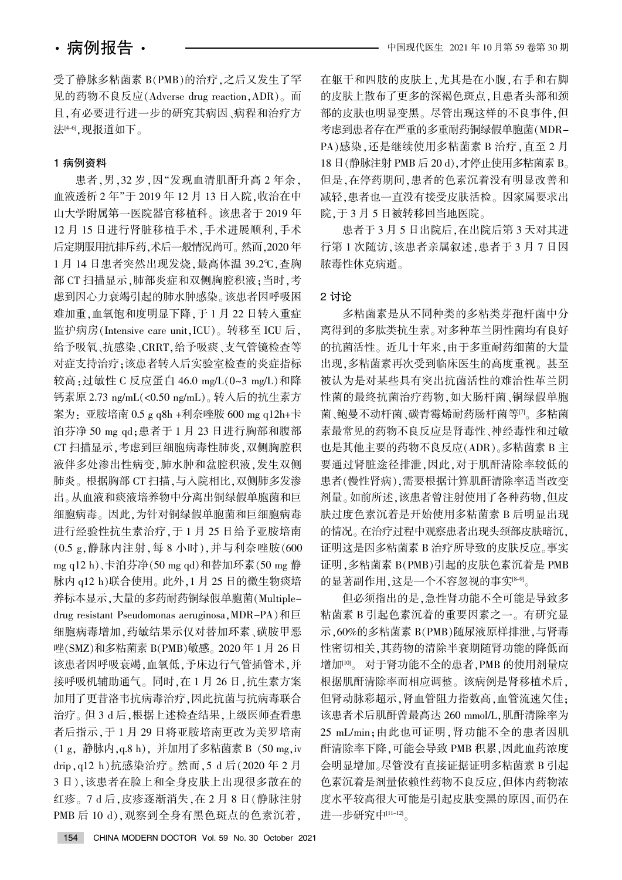受了静脉多粘菌素 B(PMB)的治疗，之后又发生了罕见的药物不良反应(Adverse drug reaction，ADR)。而且，有必要进行进一步的研究其病因、病程和治疗方法[4-6]，现报道如下。

## 1 病例资料

患者，男，32 岁，因"发现血清肌酐升高 2 年余，血液透析 2 年"于 2019 年 12 月 13 日入院，收治在中山大学附属第一医院器官移植科。该患者于 2019 年 12 月 15 日进行肾脏移植手术，手术进展顺利，手术后定期服用抗排斥药，术后一般情况尚可。然而，2020 年 1 月 14 日患者突然出现发烧，最高体温 39.2℃，查胸部 CT 扫描显示，肺部炎症和双侧胸腔积液；当时，考虑到因心力衰竭引起的肺水肿感染。该患者因呼吸困难加重，血氧饱和度明显下降，于 1 月 22 日转入重症监护病房(Intensive care unit，ICU)。转移至 ICU 后，给予吸氧、抗感染、CRRT，给予吸痰、支气管镜检查等对症支持治疗；该患者转入后实验室检查的炎症指标较高：过敏性 C 反应蛋白 46.0 mg/L(0~3 mg/L)和降钙素原 2.73 ng/mL(<0.50 ng/mL)。转入后的抗生素方案为：亚胺培南 0.5 g q8h +利奈唑胺 600 mg q12h+卡泊芬净 50 mg qd；患者于 1 月 23 日进行胸部和腹部 CT 扫描显示，考虑到巨细胞病毒性肺炎，双侧胸腔积液伴多处渗出性病变，肺水肿和盆腔积液，发生双侧肺炎。根据胸部 CT 扫描，与入院相比，双侧肺多发渗出。从血液和痰液培养物中分离出铜绿假单胞菌和巨细胞病毒。因此，为针对铜绿假单胞菌和巨细胞病毒进行经验性抗生素治疗，于 1 月 25 日给予亚胺培南(0.5 g，静脉内注射，每 8 小时)，并与利奈唑胺(600 mg q12 h)、卡泊芬净(50 mg qd)和替加环素(50 mg 静脉内 q12 h)联合使用。此外，1 月 25 日的微生物痰培养标本显示，大量的多药耐药铜绿假单胞菌(Multiple-drug resistant Pseudomonas aeruginosa，MDR-PA)和巨细胞病毒增加，药敏结果示仅对替加环素、磺胺甲恶唑(SMZ)和多粘菌素 B(PMB)敏感。2020 年 1 月 26 日该患者因呼吸衰竭，血氧低，予床边行气管插管术，并接呼吸机辅助通气。同时，在 1 月 26 日，抗生素方案加用了更昔洛韦抗病毒治疗，因此抗菌与抗病毒联合治疗。但 3 d 后，根据上述检查结果，上级医师查看患者后指示，于 1 月 29 日将亚胺培南更改为美罗培南(1 g，静脉内，q.8 h)，并加用了多粘菌素 B (50 mg，iv drip，q12 h)抗感染治疗。然而，5 d 后(2020 年 2 月 3 日)，该患者在脸上和全身皮肤上出现很多散在的红疹。7 d 后，皮疹逐渐消失，在 2 月 8 日(静脉注射 PMB 后 10 d)，观察到全身有黑色斑点的色素沉着，在躯干和四肢的皮肤上，尤其是在小腹，右手和右脚的皮肤上散布了更多的深褐色斑点，且患者头部和颈部的皮肤也明显变黑。尽管出现这样的不良事件，但考虑到患者存在严重的多重耐药铜绿假单胞菌(MDR-PA)感染，还是继续使用多粘菌素 B 治疗，直至 2 月 18 日(静脉注射 PMB 后 20 d)，才停止使用多粘菌素 B。但是，在停药期间，患者的色素沉着没有明显改善和减轻，患者也一直没有接受皮肤活检。因家属要求出院，于 3 月 5 日被转移回当地医院。

患者于 3 月 5 日出院后，在出院后第 3 天对其进行第 1 次随访，该患者亲属叙述，患者于 3 月 7 日因脓毒性休克病逝。

## 2 讨论

多粘菌素是从不同种类的多粘类芽孢杆菌中分离得到的多肽类抗生素。对多种革兰阴性菌均有良好的抗菌活性。近几十年来，由于多重耐药细菌的大量出现，多粘菌素再次受到临床医生的高度重视。甚至被认为是对某些具有突出抗菌活性的难治性革兰阴性菌的最终抗菌治疗药物，如大肠杆菌、铜绿假单胞菌、鲍曼不动杆菌、碳青霉烯耐药肠杆菌等[7]。多粘菌素最常见的药物不良反应是肾毒性、神经毒性和过敏也是其他主要的药物不良反应(ADR)。多粘菌素 B 主要通过肾脏途径排泄，因此，对于肌酐清除率较低的患者(慢性肾病)，需要根据计算肌酐清除率适当改变剂量。如前所述，该患者曾注射使用了各种药物，但皮肤过度色素沉着是开始使用多粘菌素 B 后明显出现的情况。在治疗过程中观察患者出现头颈部皮肤暗沉，证明这是因多粘菌素 B 治疗所导致的皮肤反应。事实证明，多粘菌素 B(PMB)引起的皮肤色素沉着是 PMB 的显著副作用，这是一个不容忽视的事实[8-9]。

但必须指出的是，急性肾功能不全可能是导致多粘菌素 B 引起色素沉着的重要因素之一。有研究显示，60%的多粘菌素 B(PMB)随尿液原样排泄，与肾毒性密切相关，其药物的清除半衰期随肾功能的降低而增加[10]。对于肾功能不全的患者，PMB 的使用剂量应根据肌酐清除率而相应调整。该病例是肾移植术后，但肾动脉彩超示，肾血管阻力指数高，血管流速欠佳；该患者术后肌酐曾最高达 260 mmol/L，肌酐清除率为 25 mL/min；由此也可证明，肾功能不全的患者因肌酐清除率下降，可能会导致 PMB 积累，因此血药浓度会明显增加。尽管没有直接证据证明多粘菌素 B 引起色素沉着是剂量依赖性药物不良反应，但体内药物浓度水平较高很大可能是引起皮肤变黑的原因，而仍在进一步研究中[11-12]。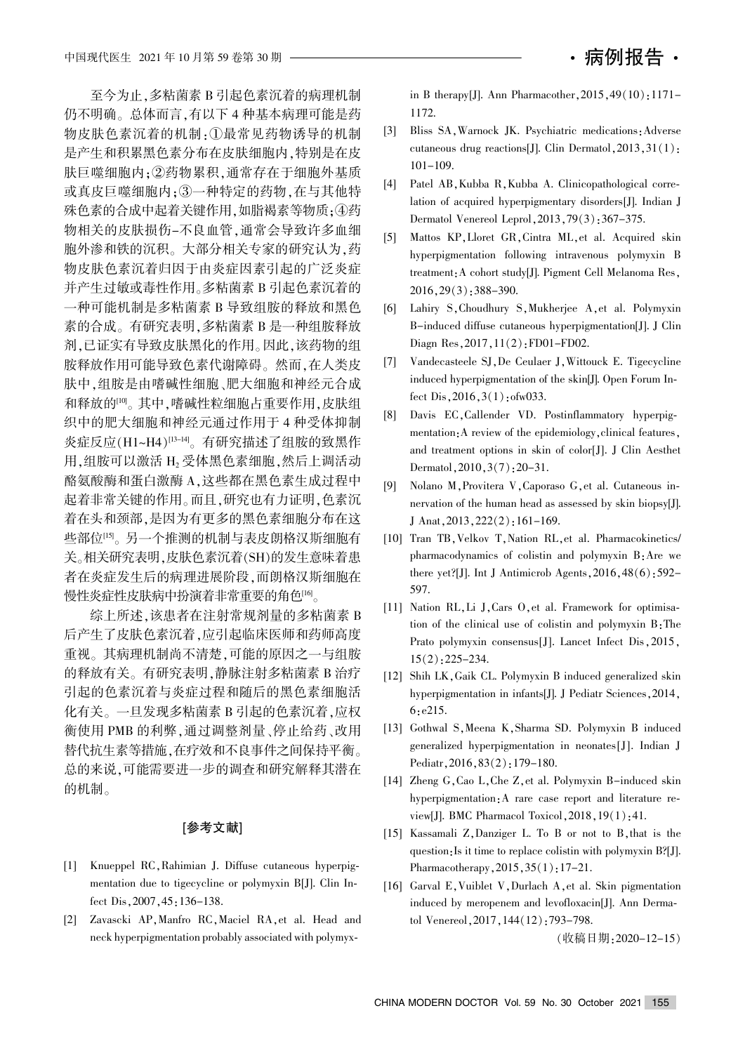至今为止，多粘菌素B引起色素沉着的病理机制仍不明确。总体而言，有以下4种基本病理可能是药物皮肤色素沉着的机制：①最常见药物诱导的机制是产生和积累黑色素分布在皮肤细胞内，特别是在皮肤巨噬细胞内；②药物累积，通常存在于细胞外基质或真皮巨噬细胞内；③一种特定的药物，在与其他特殊色素的合成中起着关键作用，如脂褐素等物质；④药物相关的皮肤损伤-不良血管，通常会导致许多血细胞外渗和铁的沉积。大部分相关专家的研究认为，药物皮肤色素沉着归因于由炎症因素引起的广泛炎症并产生过敏或毒性作用。多粘菌素B引起色素沉着的一种可能机制是多粘菌素B导致组胺的释放和黑色素的合成。有研究表明，多粘菌素B是一种组胺释放剂，已证实有导致皮肤黑化的作用。因此，该药物的组胺释放作用可能导致色素代谢障碍。然而，在人类皮肤中，组胺是由嗜碱性细胞、肥大细胞和神经元合成和释放的[10]。其中，嗜碱性粒细胞占重要作用，皮肤组织中的肥大细胞和神经元通过作用于4种受体抑制炎症反应(H1~H4)[13-14]。有研究描述了组胺的致黑作用，组胺可以激活 $H_2$ 受体黑色素细胞，然后上调活动酪氨酸酶和蛋白激酶A，这些都在黑色素生成过程中起着非常关键的作用。而且，研究也有力证明，色素沉着在头和颈部，是因为有更多的黑色素细胞分布在这些部位[15]。另一个推测的机制与表皮朗格汉斯细胞有关。相关研究表明，皮肤色素沉着(SH)的发生意味着患者在炎症发生后的病理进展阶段，而朗格汉斯细胞在慢性炎症性皮肤病中扮演着非常重要的角色[16]。

综上所述，该患者在注射常规剂量的多粘菌素B后产生了皮肤色素沉着，应引起临床医师和药师高度重视。其病理机制尚不清楚，可能的原因之一与组胺的释放有关。有研究表明，静脉注射多粘菌素B治疗引起的色素沉着与炎症过程和随后的黑色素细胞活化有关。一旦发现多粘菌素B引起的色素沉着，应权衡使用PMB的利弊，通过调整剂量、停止给药、改用替代抗生素等措施，在疗效和不良事件之间保持平衡。总的来说，可能需要进一步的调查和研究解释其潜在的机制。

## [参考文献]

[1] Knueppel RC, Rahimian J. Diffuse cutaneous hyperpigmentation due to tigecycline or polymyxin B[J]. Clin Infect Dis, 2007, 45: 136-138.

[2] Zavascki AP, Manfro RC, Maciel RA, et al. Head and neck hyperpigmentation probably associated with polymyxin B therapy[J]. Ann Pharmacother, 2015, 49(10): 1171-1172.

[3] Bliss SA, Warnock JK. Psychiatric medications: Adverse cutaneous drug reactions[J]. Clin Dermatol, 2013, 31(1): 101-109.

[4] Patel AB, Kubba R, Kubba A. Clinicopathological correlation of acquired hyperpigmentary disorders[J]. Indian J Dermatol Venereol Leprol, 2013, 79(3): 367-375.

[5] Mattos KP, Lloret GR, Cintra ML, et al. Acquired skin hyperpigmentation following intravenous polymyxin B treatment: A cohort study[J]. Pigment Cell Melanoma Res, 2016, 29(3): 388-390.

[6] Lahiry S, Choudhury S, Mukherjee A, et al. Polymyxin B-induced diffuse cutaneous hyperpigmentation[J]. J Clin Diagn Res, 2017, 11(2): FD01-FD02.

[7] Vandecasteele SJ, De Ceulaer J, Wittouck E. Tigecycline induced hyperpigmentation of the skin[J]. Open Forum Infect Dis, 2016, 3(1): ofw033.

[8] Davis EC, Callender VD. Postinflammatory hyperpigmentation: A review of the epidemiology, clinical features, and treatment options in skin of color[J]. J Clin Aesthet Dermatol, 2010, 3(7): 20-31.

[9] Nolano M, Provitera V, Caporaso G, et al. Cutaneous innervation of the human head as assessed by skin biopsy[J]. J Anat, 2013, 222(2): 161-169.

[10] Tran TB, Velkov T, Nation RL, et al. Pharmacokinetics/pharmacodynamics of colistin and polymyxin B: Are we there yet?[J]. Int J Antimicrob Agents, 2016, 48(6): 592-597.

[11] Nation RL, Li J, Cars O, et al. Framework for optimisation of the clinical use of colistin and polymyxin B: The Prato polymyxin consensus[J]. Lancet Infect Dis, 2015, 15(2): 225-234.

[12] Shih LK, Gaik CL. Polymyxin B induced generalized skin hyperpigmentation in infants[J]. J Pediatr Sciences, 2014, 6: e215.

[13] Gothwal S, Meena K, Sharma SD. Polymyxin B induced generalized hyperpigmentation in neonates[J]. Indian J Pediatr, 2016, 83(2): 179-180.

[14] Zheng G, Cao L, Che Z, et al. Polymyxin B-induced skin hyperpigmentation: A rare case report and literature review[J]. BMC Pharmacol Toxicol, 2018, 19(1): 41.

[15] Kassamali Z, Danziger L. To B or not to B, that is the question: Is it time to replace colistin with polymyxin B?[J]. Pharmacotherapy, 2015, 35(1): 17-21.

[16] Garval E, Vuiblet V, Durlach A, et al. Skin pigmentation induced by meropenem and levofloxacin[J]. Ann Dermatol Venereol, 2017, 144(12): 793-798.

(收稿日期：2020-12-15)